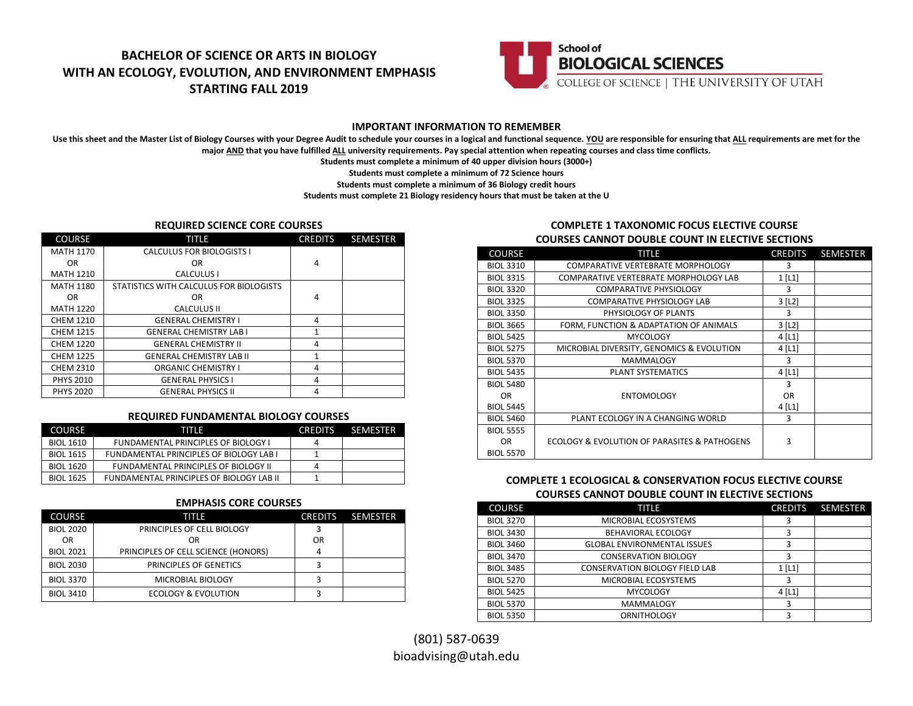# BACHELOR OF SCIENCE OR ARTS IN BIOLOGY WITH AN ECOLOGY, EVOLUTION, AND ENVIRONMENT EMPHASIS STARTING FALL 2019

School of BIOLOGICAL SCIENCES
COLLEGE OF SCIENCE | THE UNIVERSITY OF UTAH

## IMPORTANT INFORMATION TO REMEMBER

**Use this sheet and the Master List of Biology Courses with your Degree Audit to schedule your courses in a logical and functional sequence. YOU are responsible for ensuring that ALL requirements are met for the major AND that you have fulfilled ALL university requirements. Pay special attention when repeating courses and class time conflicts.**

**Students must complete a minimum of 40 upper division hours (3000+)**

**Students must complete a minimum of 72 Science hours**

**Students must complete a minimum of 36 Biology credit hours**

**Students must complete 21 Biology residency hours that must be taken at the U**

### REQUIRED SCIENCE CORE COURSES

| COURSE | TITLE | CREDITS | SEMESTER |
|---|---|---|---|
| MATH 1170 OR MATH 1210 | CALCULUS FOR BIOLOGISTS I OR CALCULUS I | 4 | |
| MATH 1180 OR MATH 1220 | STATISTICS WITH CALCULUS FOR BIOLOGISTS OR CALCULUS II | 4 | |
| CHEM 1210 | GENERAL CHEMISTRY I | 4 | |
| CHEM 1215 | GENERAL CHEMISTRY LAB I | 1 | |
| CHEM 1220 | GENERAL CHEMISTRY II | 4 | |
| CHEM 1225 | GENERAL CHEMISTRY LAB II | 1 | |
| CHEM 2310 | ORGANIC CHEMISTRY I | 4 | |
| PHYS 2010 | GENERAL PHYSICS I | 4 | |
| PHYS 2020 | GENERAL PHYSICS II | 4 | |

### REQUIRED FUNDAMENTAL BIOLOGY COURSES

| COURSE | TITLE | CREDITS | SEMESTER |
|---|---|---|---|
| BIOL 1610 | FUNDAMENTAL PRINCIPLES OF BIOLOGY I | 4 | |
| BIOL 1615 | FUNDAMENTAL PRINCIPLES OF BIOLOGY LAB I | 1 | |
| BIOL 1620 | FUNDAMENTAL PRINCIPLES OF BIOLOGY II | 4 | |
| BIOL 1625 | FUNDAMENTAL PRINCIPLES OF BIOLOGY LAB II | 1 | |

### EMPHASIS CORE COURSES

| COURSE | TITLE | CREDITS | SEMESTER |
|---|---|---|---|
| BIOL 2020 OR BIOL 2021 | PRINCIPLES OF CELL BIOLOGY OR PRINCIPLES OF CELL SCIENCE (HONORS) | 3 OR 4 | |
| BIOL 2030 | PRINCIPLES OF GENETICS | 3 | |
| BIOL 3370 | MICROBIAL BIOLOGY | 3 | |
| BIOL 3410 | ECOLOGY & EVOLUTION | 3 | |

### COMPLETE 1 TAXONOMIC FOCUS ELECTIVE COURSE
### COURSES CANNOT DOUBLE COUNT IN ELECTIVE SECTIONS

| COURSE | TITLE | CREDITS | SEMESTER |
|---|---|---|---|
| BIOL 3310 | COMPARATIVE VERTEBRATE MORPHOLOGY | 3 | |
| BIOL 3315 | COMPARATIVE VERTEBRATE MORPHOLOGY LAB | 1 [L1] | |
| BIOL 3320 | COMPARATIVE PHYSIOLOGY | 3 | |
| BIOL 3325 | COMPARATIVE PHYSIOLOGY LAB | 3 [L2] | |
| BIOL 3350 | PHYSIOLOGY OF PLANTS | 3 | |
| BIOL 3665 | FORM, FUNCTION & ADAPTATION OF ANIMALS | 3 [L2] | |
| BIOL 5425 | MYCOLOGY | 4 [L1] | |
| BIOL 5275 | MICROBIAL DIVERSITY, GENOMICS & EVOLUTION | 4 [L1] | |
| BIOL 5370 | MAMMALOGY | 3 | |
| BIOL 5435 | PLANT SYSTEMATICS | 4 [L1] | |
| BIOL 5480 OR BIOL 5445 | ENTOMOLOGY | 3 OR 4 [L1] | |
| BIOL 5460 | PLANT ECOLOGY IN A CHANGING WORLD | 3 | |
| BIOL 5555 OR BIOL 5570 | ECOLOGY & EVOLUTION OF PARASITES & PATHOGENS | 3 | |

### COMPLETE 1 ECOLOGICAL & CONSERVATION FOCUS ELECTIVE COURSE
### COURSES CANNOT DOUBLE COUNT IN ELECTIVE SECTIONS

| COURSE | TITLE | CREDITS | SEMESTER |
|---|---|---|---|
| BIOL 3270 | MICROBIAL ECOSYSTEMS | 3 | |
| BIOL 3430 | BEHAVIORAL ECOLOGY | 3 | |
| BIOL 3460 | GLOBAL ENVIRONMENTAL ISSUES | 3 | |
| BIOL 3470 | CONSERVATION BIOLOGY | 3 | |
| BIOL 3485 | CONSERVATION BIOLOGY FIELD LAB | 1 [L1] | |
| BIOL 5270 | MICROBIAL ECOSYSTEMS | 3 | |
| BIOL 5425 | MYCOLOGY | 4 [L1] | |
| BIOL 5370 | MAMMALOGY | 3 | |
| BIOL 5350 | ORNITHOLOGY | 3 | |

(801) 587-0639
bioadvising@utah.edu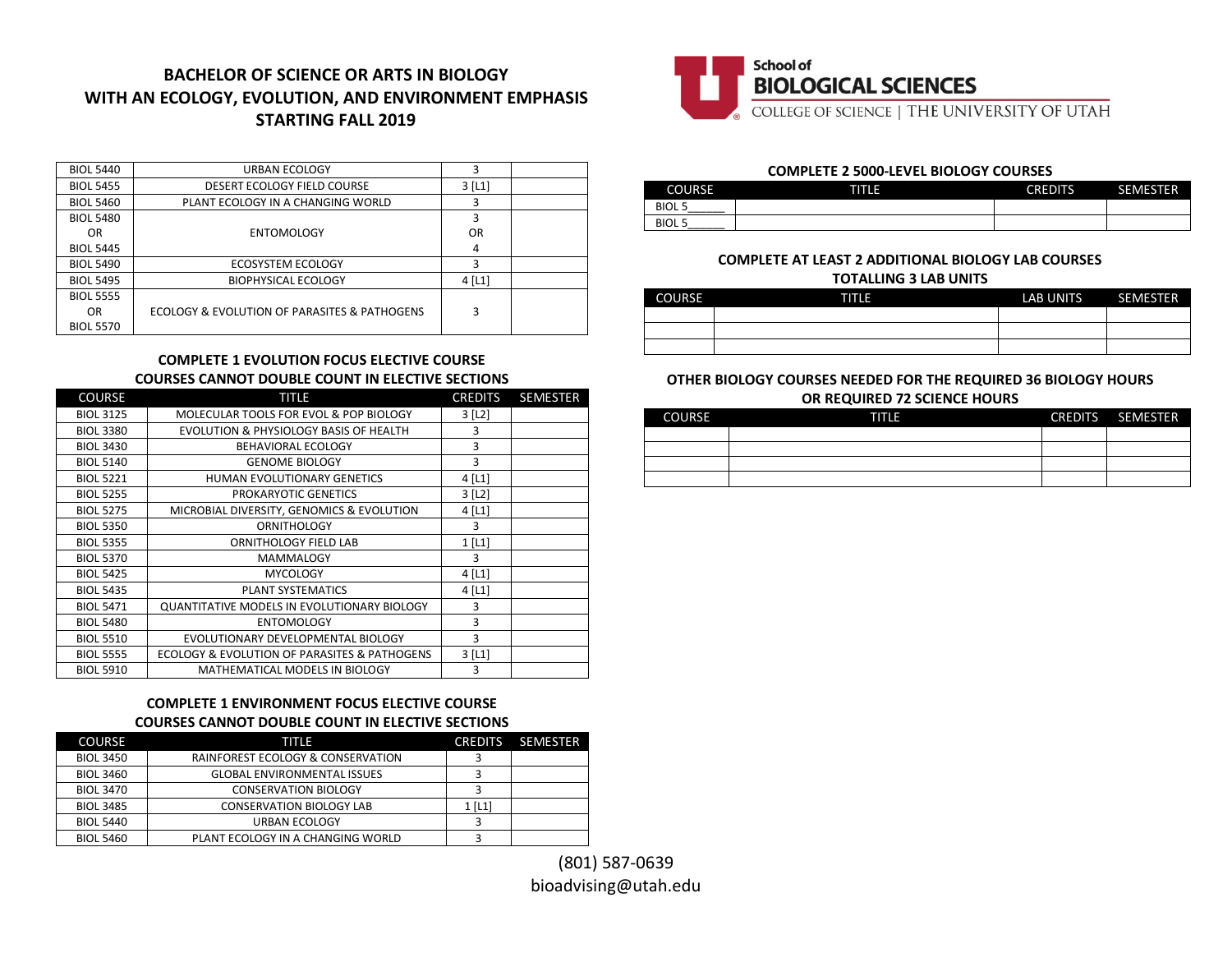# BACHELOR OF SCIENCE OR ARTS IN BIOLOGY WITH AN ECOLOGY, EVOLUTION, AND ENVIRONMENT EMPHASIS STARTING FALL 2019

School of BIOLOGICAL SCIENCES
COLLEGE OF SCIENCE | THE UNIVERSITY OF UTAH

| | | | |
|---|---|---|---|
| BIOL 5440 | URBAN ECOLOGY | 3 | |
| BIOL 5455 | DESERT ECOLOGY FIELD COURSE | 3 [L1] | |
| BIOL 5460 | PLANT ECOLOGY IN A CHANGING WORLD | 3 | |
| BIOL 5480 OR BIOL 5445 | ENTOMOLOGY | 3 OR 4 | |
| BIOL 5490 | ECOSYSTEM ECOLOGY | 3 | |
| BIOL 5495 | BIOPHYSICAL ECOLOGY | 4 [L1] | |
| BIOL 5555 OR BIOL 5570 | ECOLOGY & EVOLUTION OF PARASITES & PATHOGENS | 3 | |

### COMPLETE 1 EVOLUTION FOCUS ELECTIVE COURSE
### COURSES CANNOT DOUBLE COUNT IN ELECTIVE SECTIONS

| COURSE | TITLE | CREDITS | SEMESTER |
|---|---|---|---|
| BIOL 3125 | MOLECULAR TOOLS FOR EVOL & POP BIOLOGY | 3 [L2] | |
| BIOL 3380 | EVOLUTION & PHYSIOLOGY BASIS OF HEALTH | 3 | |
| BIOL 3430 | BEHAVIORAL ECOLOGY | 3 | |
| BIOL 5140 | GENOME BIOLOGY | 3 | |
| BIOL 5221 | HUMAN EVOLUTIONARY GENETICS | 4 [L1] | |
| BIOL 5255 | PROKARYOTIC GENETICS | 3 [L2] | |
| BIOL 5275 | MICROBIAL DIVERSITY, GENOMICS & EVOLUTION | 4 [L1] | |
| BIOL 5350 | ORNITHOLOGY | 3 | |
| BIOL 5355 | ORNITHOLOGY FIELD LAB | 1 [L1] | |
| BIOL 5370 | MAMMALOGY | 3 | |
| BIOL 5425 | MYCOLOGY | 4 [L1] | |
| BIOL 5435 | PLANT SYSTEMATICS | 4 [L1] | |
| BIOL 5471 | QUANTITATIVE MODELS IN EVOLUTIONARY BIOLOGY | 3 | |
| BIOL 5480 | ENTOMOLOGY | 3 | |
| BIOL 5510 | EVOLUTIONARY DEVELOPMENTAL BIOLOGY | 3 | |
| BIOL 5555 | ECOLOGY & EVOLUTION OF PARASITES & PATHOGENS | 3 [L1] | |
| BIOL 5910 | MATHEMATICAL MODELS IN BIOLOGY | 3 | |

### COMPLETE 1 ENVIRONMENT FOCUS ELECTIVE COURSE
### COURSES CANNOT DOUBLE COUNT IN ELECTIVE SECTIONS

| COURSE | TITLE | CREDITS | SEMESTER |
|---|---|---|---|
| BIOL 3450 | RAINFOREST ECOLOGY & CONSERVATION | 3 | |
| BIOL 3460 | GLOBAL ENVIRONMENTAL ISSUES | 3 | |
| BIOL 3470 | CONSERVATION BIOLOGY | 3 | |
| BIOL 3485 | CONSERVATION BIOLOGY LAB | 1 [L1] | |
| BIOL 5440 | URBAN ECOLOGY | 3 | |
| BIOL 5460 | PLANT ECOLOGY IN A CHANGING WORLD | 3 | |

### COMPLETE 2 5000-LEVEL BIOLOGY COURSES

| COURSE | TITLE | CREDITS | SEMESTER |
|---|---|---|---|
| BIOL 5_____ | | | |
| BIOL 5_____ | | | |

### COMPLETE AT LEAST 2 ADDITIONAL BIOLOGY LAB COURSES TOTALLING 3 LAB UNITS

| COURSE | TITLE | LAB UNITS | SEMESTER |
|---|---|---|---|
| | | | |
| | | | |
| | | | |

### OTHER BIOLOGY COURSES NEEDED FOR THE REQUIRED 36 BIOLOGY HOURS OR REQUIRED 72 SCIENCE HOURS

| COURSE | TITLE | CREDITS | SEMESTER |
|---|---|---|---|
| | | | |
| | | | |
| | | | |
| | | | |

(801) 587-0639
bioadvising@utah.edu